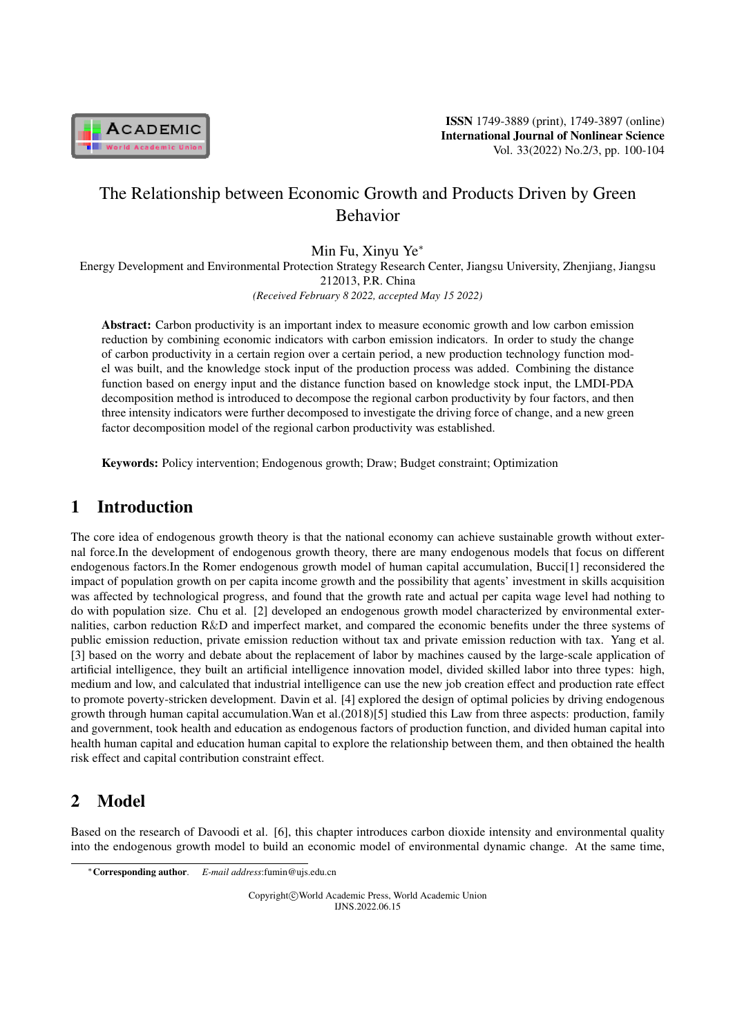# The Relationship between Economic Growth and Products Driven by Green Behavior

Min Fu, Xinyu Ye*

Energy Development and Environmental Protection Strategy Research Center, Jiangsu University, Zhenjiang, Jiangsu 212013, P.R. China

*(Received February 8 2022, accepted May 15 2022)*

**Abstract:** Carbon productivity is an important index to measure economic growth and low carbon emission reduction by combining economic indicators with carbon emission indicators. In order to study the change of carbon productivity in a certain region over a certain period, a new production technology function model was built, and the knowledge stock input of the production process was added. Combining the distance function based on energy input and the distance function based on knowledge stock input, the LMDI-PDA decomposition method is introduced to decompose the regional carbon productivity by four factors, and then three intensity indicators were further decomposed to investigate the driving force of change, and a new green factor decomposition model of the regional carbon productivity was established.

**Keywords:** Policy intervention; Endogenous growth; Draw; Budget constraint; Optimization

## 1 Introduction

The core idea of endogenous growth theory is that the national economy can achieve sustainable growth without external force.In the development of endogenous growth theory, there are many endogenous models that focus on different endogenous factors.In the Romer endogenous growth model of human capital accumulation, Bucci[1] reconsidered the impact of population growth on per capita income growth and the possibility that agents' investment in skills acquisition was affected by technological progress, and found that the growth rate and actual per capita wage level had nothing to do with population size. Chu et al. [2] developed an endogenous growth model characterized by environmental externalities, carbon reduction R&D and imperfect market, and compared the economic benefits under the three systems of public emission reduction, private emission reduction without tax and private emission reduction with tax. Yang et al. [3] based on the worry and debate about the replacement of labor by machines caused by the large-scale application of artificial intelligence, they built an artificial intelligence innovation model, divided skilled labor into three types: high, medium and low, and calculated that industrial intelligence can use the new job creation effect and production rate effect to promote poverty-stricken development. Davin et al. [4] explored the design of optimal policies by driving endogenous growth through human capital accumulation.Wan et al.(2018)[5] studied this Law from three aspects: production, family and government, took health and education as endogenous factors of production function, and divided human capital into health human capital and education human capital to explore the relationship between them, and then obtained the health risk effect and capital contribution constraint effect.

## 2 Model

Based on the research of Davoodi et al. [6], this chapter introduces carbon dioxide intensity and environmental quality into the endogenous growth model to build an economic model of environmental dynamic change. At the same time,

*Corresponding author. *E-mail address*:fumin@ujs.edu.cn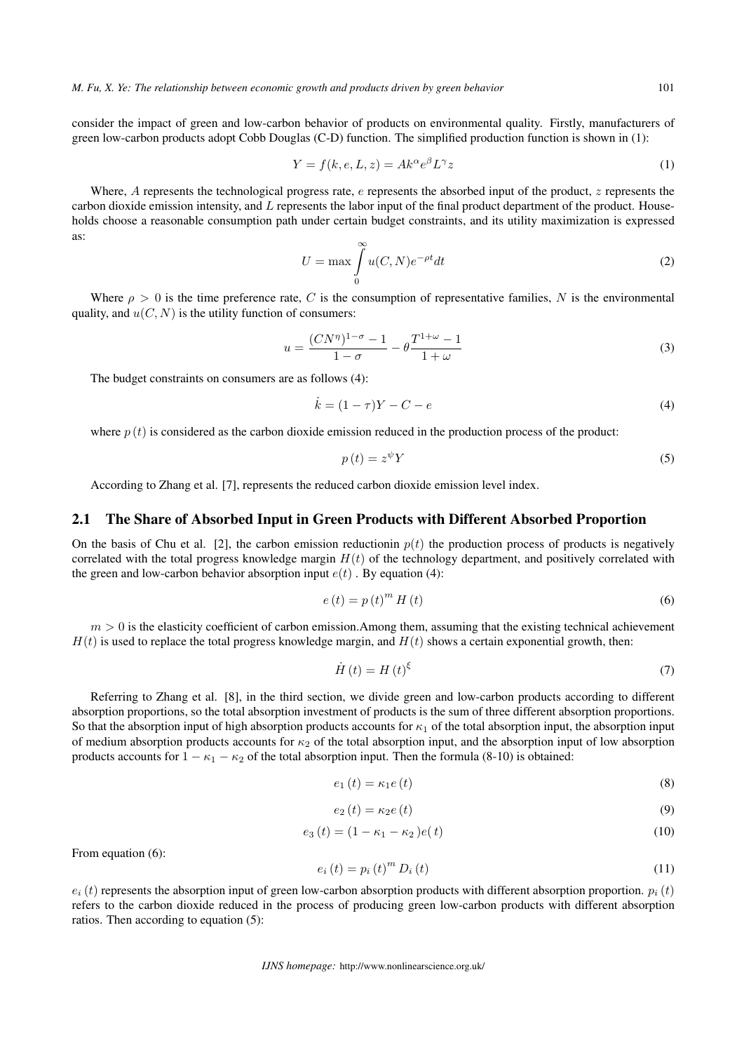consider the impact of green and low-carbon behavior of products on environmental quality. Firstly, manufacturers of green low-carbon products adopt Cobb Douglas (C-D) function. The simplified production function is shown in (1):

$$Y = f(k, e, L, z) = Ak^{\alpha}e^{\beta}L^{\gamma}z \tag{1}$$

Where, $A$ represents the technological progress rate, $e$ represents the absorbed input of the product, $z$ represents the carbon dioxide emission intensity, and $L$ represents the labor input of the final product department of the product. Households choose a reasonable consumption path under certain budget constraints, and its utility maximization is expressed as:

$$U = \max \int_{0}^{\infty} u(C, N)e^{-\rho t}dt \tag{2}$$

Where $\rho > 0$ is the time preference rate, $C$ is the consumption of representative families, $N$ is the environmental quality, and $u(C, N)$ is the utility function of consumers:

$$u = \frac{(CN^{\eta})^{1-\sigma} - 1}{1 - \sigma} - \theta\frac{T^{1+\omega} - 1}{1 + \omega} \tag{3}$$

The budget constraints on consumers are as follows (4):

$$\dot{k} = (1 - \tau)Y - C - e \tag{4}$$

where $p\,(t)$ is considered as the carbon dioxide emission reduced in the production process of the product:

$$p\,(t) = z^{\psi}Y \tag{5}$$

According to Zhang et al. [7], represents the reduced carbon dioxide emission level index.

## 2.1 The Share of Absorbed Input in Green Products with Different Absorbed Proportion

On the basis of Chu et al. [2], the carbon emission reductionin $p(t)$ the production process of products is negatively correlated with the total progress knowledge margin $H(t)$ of the technology department, and positively correlated with the green and low-carbon behavior absorption input $e(t)$ . By equation (4):

$$e\,(t) = p\,(t)^{m}\,H\,(t) \tag{6}$$

$m > 0$ is the elasticity coefficient of carbon emission.Among them, assuming that the existing technical achievement $H(t)$ is used to replace the total progress knowledge margin, and $H(t)$ shows a certain exponential growth, then:

$$\dot{H}\,(t) = H\,(t)^{\xi} \tag{7}$$

Referring to Zhang et al. [8], in the third section, we divide green and low-carbon products according to different absorption proportions, so the total absorption investment of products is the sum of three different absorption proportions. So that the absorption input of high absorption products accounts for $\kappa_1$ of the total absorption input, the absorption input of medium absorption products accounts for $\kappa_2$ of the total absorption input, and the absorption input of low absorption products accounts for $1 - \kappa_1 - \kappa_2$ of the total absorption input. Then the formula (8-10) is obtained:

$$e_1\,(t) = \kappa_1 e\,(t) \tag{8}$$

$$e_2\,(t) = \kappa_2 e\,(t) \tag{9}$$

$$e_3\,(t) = (1 - \kappa_1 - \kappa_2\,)e(\,t) \tag{10}$$

From equation (6):

$$e_i\,(t) = p_i\,(t)^{m}\,D_i\,(t) \tag{11}$$

$e_i\,(t)$ represents the absorption input of green low-carbon absorption products with different absorption proportion. $p_i\,(t)$ refers to the carbon dioxide reduced in the process of producing green low-carbon products with different absorption ratios. Then according to equation (5):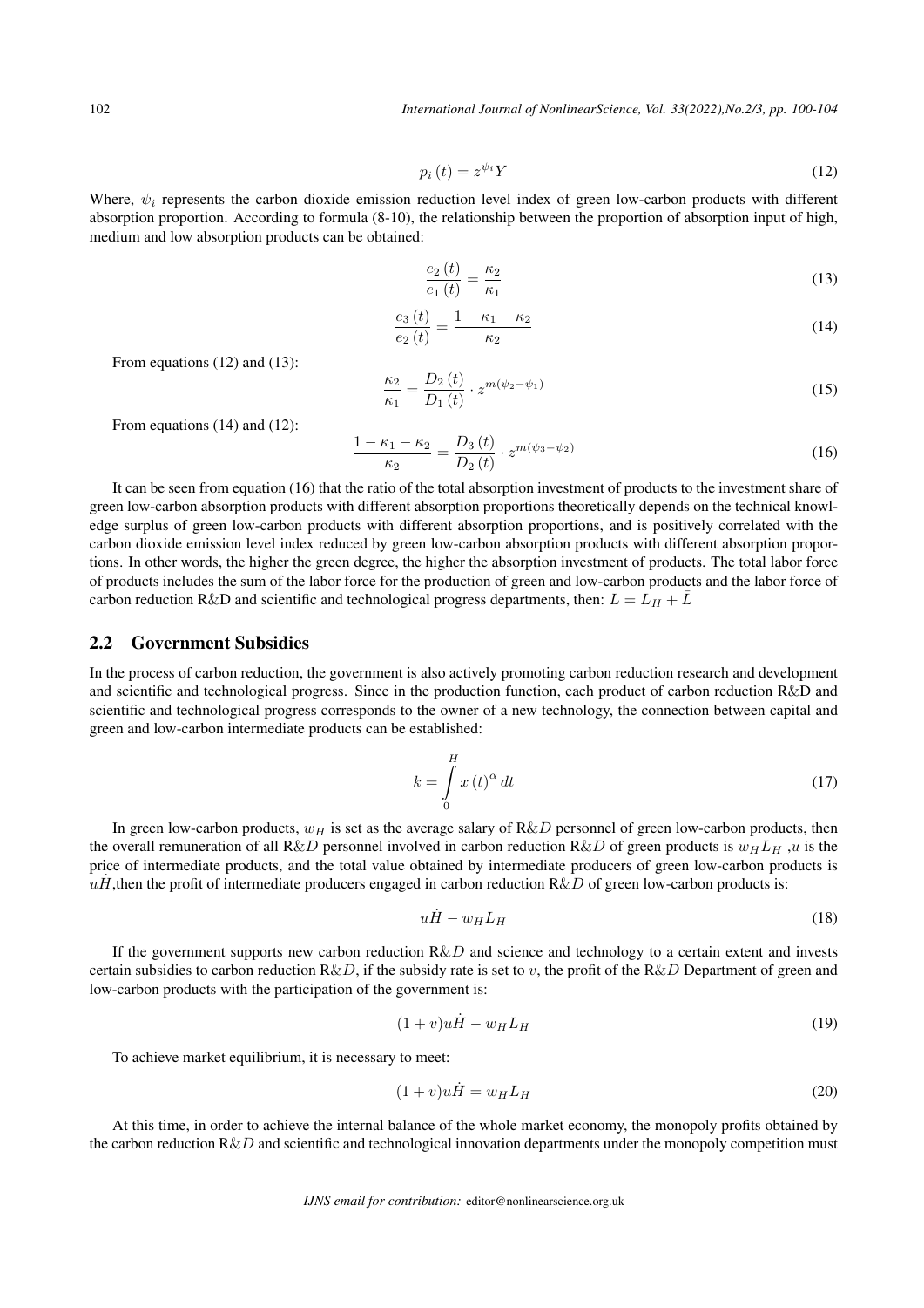$$p_i(t) = z^{\psi_i} Y \tag{12}$$

Where, $\psi_i$ represents the carbon dioxide emission reduction level index of green low-carbon products with different absorption proportion. According to formula (8-10), the relationship between the proportion of absorption input of high, medium and low absorption products can be obtained:

$$\frac{e_2(t)}{e_1(t)} = \frac{\kappa_2}{\kappa_1} \tag{13}$$

$$\frac{e_3(t)}{e_2(t)} = \frac{1 - \kappa_1 - \kappa_2}{\kappa_2} \tag{14}$$

From equations (12) and (13):

$$\frac{\kappa_2}{\kappa_1} = \frac{D_2(t)}{D_1(t)} \cdot z^{m(\psi_2 - \psi_1)} \tag{15}$$

From equations (14) and (12):

$$\frac{1 - \kappa_1 - \kappa_2}{\kappa_2} = \frac{D_3(t)}{D_2(t)} \cdot z^{m(\psi_3 - \psi_2)} \tag{16}$$

It can be seen from equation (16) that the ratio of the total absorption investment of products to the investment share of green low-carbon absorption products with different absorption proportions theoretically depends on the technical knowledge surplus of green low-carbon products with different absorption proportions, and is positively correlated with the carbon dioxide emission level index reduced by green low-carbon absorption products with different absorption proportions. In other words, the higher the green degree, the higher the absorption investment of products. The total labor force of products includes the sum of the labor force for the production of green and low-carbon products and the labor force of carbon reduction R&D and scientific and technological progress departments, then: $L = L_H + \bar{L}$

## 2.2 Government Subsidies

In the process of carbon reduction, the government is also actively promoting carbon reduction research and development and scientific and technological progress. Since in the production function, each product of carbon reduction R&D and scientific and technological progress corresponds to the owner of a new technology, the connection between capital and green and low-carbon intermediate products can be established:

$$k = \int_0^H x(t)^\alpha \, dt \tag{17}$$

In green low-carbon products, $w_H$ is set as the average salary of R&D personnel of green low-carbon products, then the overall remuneration of all R&D personnel involved in carbon reduction R&D of green products is $w_H L_H$ ,$u$ is the price of intermediate products, and the total value obtained by intermediate producers of green low-carbon products is $u\dot{H}$,then the profit of intermediate producers engaged in carbon reduction R&D of green low-carbon products is:

$$u\dot{H} - w_H L_H \tag{18}$$

If the government supports new carbon reduction R&D and science and technology to a certain extent and invests certain subsidies to carbon reduction R&D, if the subsidy rate is set to $v$, the profit of the R&D Department of green and low-carbon products with the participation of the government is:

$$(1 + v)u\dot{H} - w_H L_H \tag{19}$$

To achieve market equilibrium, it is necessary to meet:

$$(1 + v)u\dot{H} = w_H L_H \tag{20}$$

At this time, in order to achieve the internal balance of the whole market economy, the monopoly profits obtained by the carbon reduction R&D and scientific and technological innovation departments under the monopoly competition must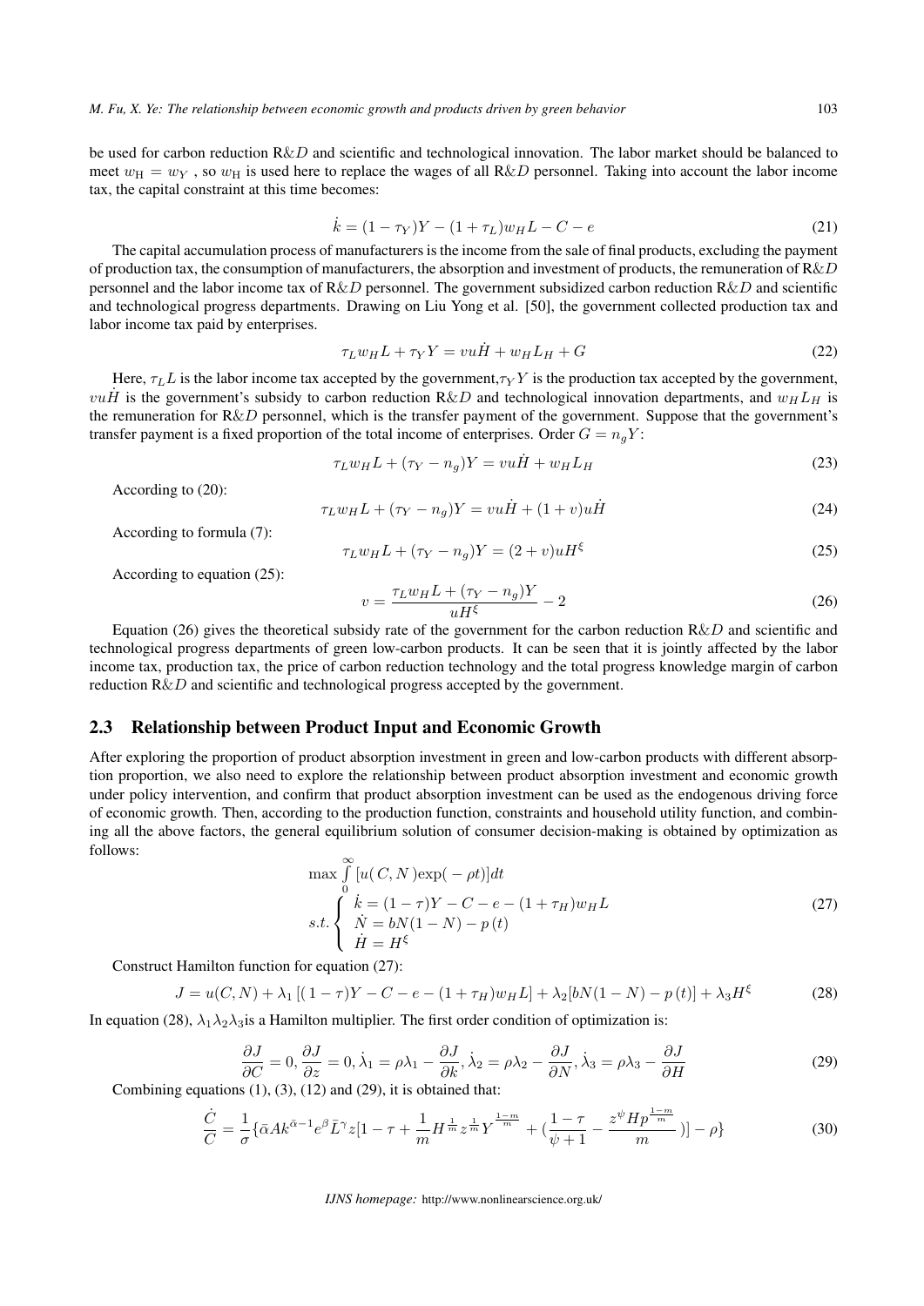be used for carbon reduction R&$D$ and scientific and technological innovation. The labor market should be balanced to meet $w_{\mathrm{H}} = w_Y$ , so $w_{\mathrm{H}}$ is used here to replace the wages of all R&$D$ personnel. Taking into account the labor income tax, the capital constraint at this time becomes:

$$\dot{k} = (1 - \tau_Y)Y - (1 + \tau_L)w_H L - C - e \tag{21}$$

The capital accumulation process of manufacturers is the income from the sale of final products, excluding the payment of production tax, the consumption of manufacturers, the absorption and investment of products, the remuneration of R&$D$ personnel and the labor income tax of R&$D$ personnel. The government subsidized carbon reduction R&$D$ and scientific and technological progress departments. Drawing on Liu Yong et al. [50], the government collected production tax and labor income tax paid by enterprises.

$$\tau_L w_H L + \tau_Y Y = vu\dot{H} + w_H L_H + G \tag{22}$$

Here, $\tau_L L$ is the labor income tax accepted by the government,$\tau_Y Y$ is the production tax accepted by the government, $vu\dot{H}$ is the government's subsidy to carbon reduction R&$D$ and technological innovation departments, and $w_H L_H$ is the remuneration for R&$D$ personnel, which is the transfer payment of the government. Suppose that the government's transfer payment is a fixed proportion of the total income of enterprises. Order $G = n_g Y$:

$$\tau_L w_H L + (\tau_Y - n_g)Y = vu\dot{H} + w_H L_H \tag{23}$$

According to (20):

$$\tau_L w_H L + (\tau_Y - n_g)Y = vu\dot{H} + (1 + v)u\dot{H} \tag{24}$$

According to formula (7):

$$\tau_L w_H L + (\tau_Y - n_g)Y = (2 + v)uH^{\xi} \tag{25}$$

According to equation (25):

$$v = \frac{\tau_L w_H L + (\tau_Y - n_g)Y}{uH^{\xi}} - 2 \tag{26}$$

Equation (26) gives the theoretical subsidy rate of the government for the carbon reduction R&$D$ and scientific and technological progress departments of green low-carbon products. It can be seen that it is jointly affected by the labor income tax, production tax, the price of carbon reduction technology and the total progress knowledge margin of carbon reduction R&$D$ and scientific and technological progress accepted by the government.

## 2.3 Relationship between Product Input and Economic Growth

After exploring the proportion of product absorption investment in green and low-carbon products with different absorption proportion, we also need to explore the relationship between product absorption investment and economic growth under policy intervention, and confirm that product absorption investment can be used as the endogenous driving force of economic growth. Then, according to the production function, constraints and household utility function, and combining all the above factors, the general equilibrium solution of consumer decision-making is obtained by optimization as follows:

$$\max \int_0^{\infty} [u(C, N)\exp(-\rho t)]dt$$
$$s.t. \begin{cases} \dot{k} = (1 - \tau)Y - C - e - (1 + \tau_H)w_H L \\ \dot{N} = bN(1 - N) - p(t) \\ \dot{H} = H^{\xi} \end{cases} \tag{27}$$

Construct Hamilton function for equation (27):

$$J = u(C, N) + \lambda_1 [(1 - \tau)Y - C - e - (1 + \tau_H)w_H L] + \lambda_2[bN(1 - N) - p(t)] + \lambda_3 H^{\xi} \tag{28}$$

In equation (28), $\lambda_1\lambda_2\lambda_3$is a Hamilton multiplier. The first order condition of optimization is:

$$\frac{\partial J}{\partial C} = 0, \frac{\partial J}{\partial z} = 0, \dot{\lambda}_1 = \rho\lambda_1 - \frac{\partial J}{\partial k}, \dot{\lambda}_2 = \rho\lambda_2 - \frac{\partial J}{\partial N}, \dot{\lambda}_3 = \rho\lambda_3 - \frac{\partial J}{\partial H} \tag{29}$$

Combining equations (1), (3), (12) and (29), it is obtained that:

$$\frac{\dot{C}}{C} = \frac{1}{\sigma}\{\bar{\alpha}Ak^{\bar{\alpha}-1}e^{\beta}\bar{L}^{\gamma}z[1 - \tau + \frac{1}{m}H^{\frac{1}{m}}z^{\frac{1}{m}}Y^{\frac{1-m}{m}} + (\frac{1-\tau}{\psi+1} - \frac{z^{\psi}Hp^{\frac{1-m}{m}}}{m})] - \rho\} \tag{30}$$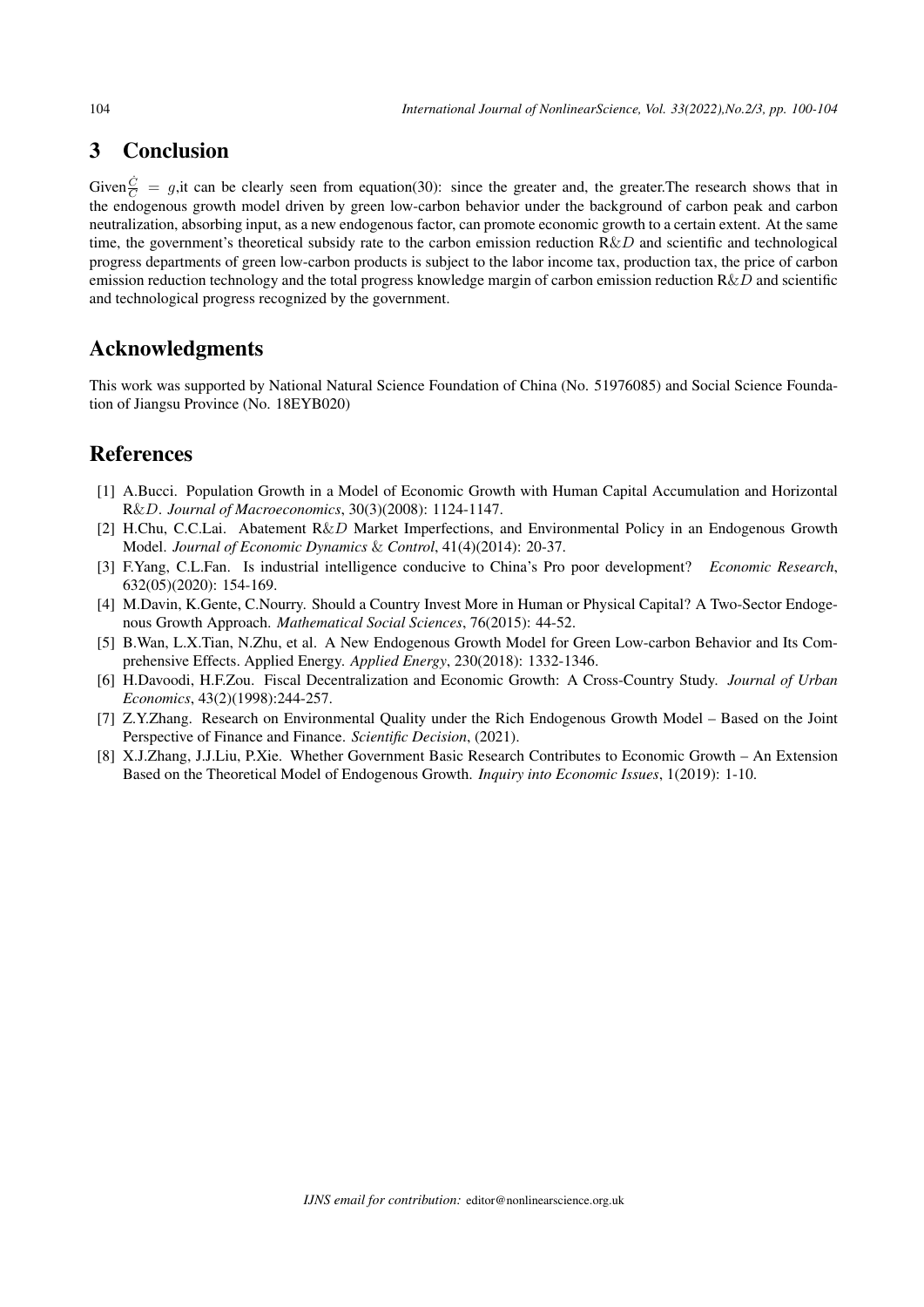## 3 Conclusion

Given$\frac{\dot{C}}{C} = g$,it can be clearly seen from equation(30): since the greater and, the greater.The research shows that in the endogenous growth model driven by green low-carbon behavior under the background of carbon peak and carbon neutralization, absorbing input, as a new endogenous factor, can promote economic growth to a certain extent. At the same time, the government's theoretical subsidy rate to the carbon emission reduction R&$D$ and scientific and technological progress departments of green low-carbon products is subject to the labor income tax, production tax, the price of carbon emission reduction technology and the total progress knowledge margin of carbon emission reduction R&$D$ and scientific and technological progress recognized by the government.

## Acknowledgments

This work was supported by National Natural Science Foundation of China (No. 51976085) and Social Science Foundation of Jiangsu Province (No. 18EYB020)

## References

[1] A.Bucci. Population Growth in a Model of Economic Growth with Human Capital Accumulation and Horizontal R&$D$. *Journal of Macroeconomics*, 30(3)(2008): 1124-1147.

[2] H.Chu, C.C.Lai. Abatement R&$D$ Market Imperfections, and Environmental Policy in an Endogenous Growth Model. *Journal of Economic Dynamics & Control*, 41(4)(2014): 20-37.

[3] F.Yang, C.L.Fan. Is industrial intelligence conducive to China's Pro poor development? *Economic Research*, 632(05)(2020): 154-169.

[4] M.Davin, K.Gente, C.Nourry. Should a Country Invest More in Human or Physical Capital? A Two-Sector Endogenous Growth Approach. *Mathematical Social Sciences*, 76(2015): 44-52.

[5] B.Wan, L.X.Tian, N.Zhu, et al. A New Endogenous Growth Model for Green Low-carbon Behavior and Its Comprehensive Effects. Applied Energy. *Applied Energy*, 230(2018): 1332-1346.

[6] H.Davoodi, H.F.Zou. Fiscal Decentralization and Economic Growth: A Cross-Country Study. *Journal of Urban Economics*, 43(2)(1998):244-257.

[7] Z.Y.Zhang. Research on Environmental Quality under the Rich Endogenous Growth Model – Based on the Joint Perspective of Finance and Finance. *Scientific Decision*, (2021).

[8] X.J.Zhang, J.J.Liu, P.Xie. Whether Government Basic Research Contributes to Economic Growth – An Extension Based on the Theoretical Model of Endogenous Growth. *Inquiry into Economic Issues*, 1(2019): 1-10.